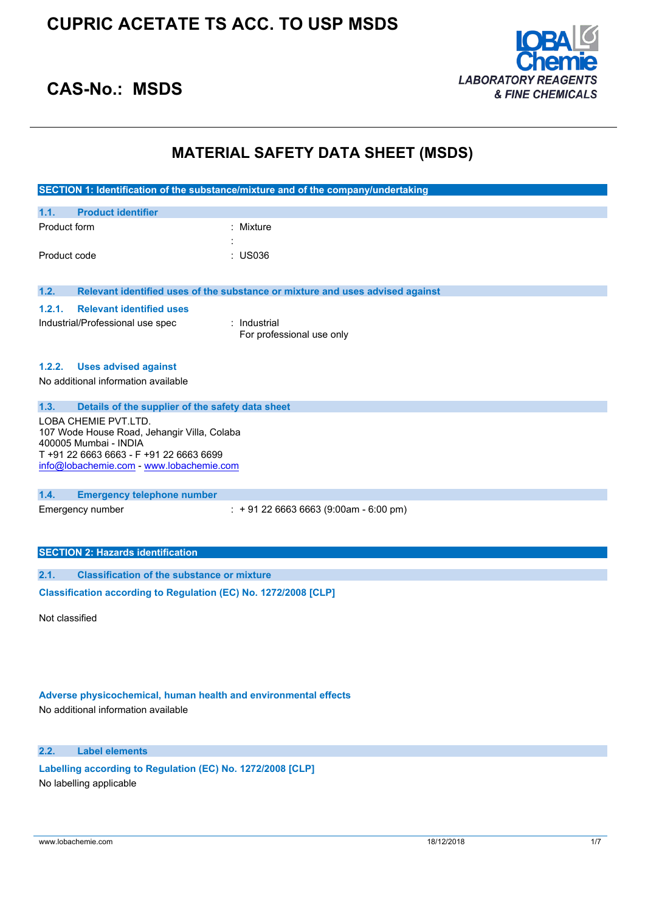# CUPRIC ACETATE TS ACC. TO USP MSDS

## CAS-No.: MSDS

LOBA Chemie
*LABORATORY REAGENTS & FINE CHEMICALS*

# MATERIAL SAFETY DATA SHEET (MSDS)

## SECTION 1: Identification of the substance/mixture and of the company/undertaking

### 1.1. Product identifier

Product form : Mixture

:

Product code : US036

### 1.2. Relevant identified uses of the substance or mixture and uses advised against

#### 1.2.1. Relevant identified uses

Industrial/Professional use spec : Industrial
For professional use only

#### 1.2.2. Uses advised against

No additional information available

### 1.3. Details of the supplier of the safety data sheet

LOBA CHEMIE PVT.LTD.
107 Wode House Road, Jehangir Villa, Colaba
400005 Mumbai - INDIA
T +91 22 6663 6663 - F +91 22 6663 6699
info@lobachemie.com - www.lobachemie.com

### 1.4. Emergency telephone number

Emergency number : + 91 22 6663 6663 (9:00am - 6:00 pm)

## SECTION 2: Hazards identification

### 2.1. Classification of the substance or mixture

**Classification according to Regulation (EC) No. 1272/2008 [CLP]**

Not classified

**Adverse physicochemical, human health and environmental effects**

No additional information available

### 2.2. Label elements

**Labelling according to Regulation (EC) No. 1272/2008 [CLP]**

No labelling applicable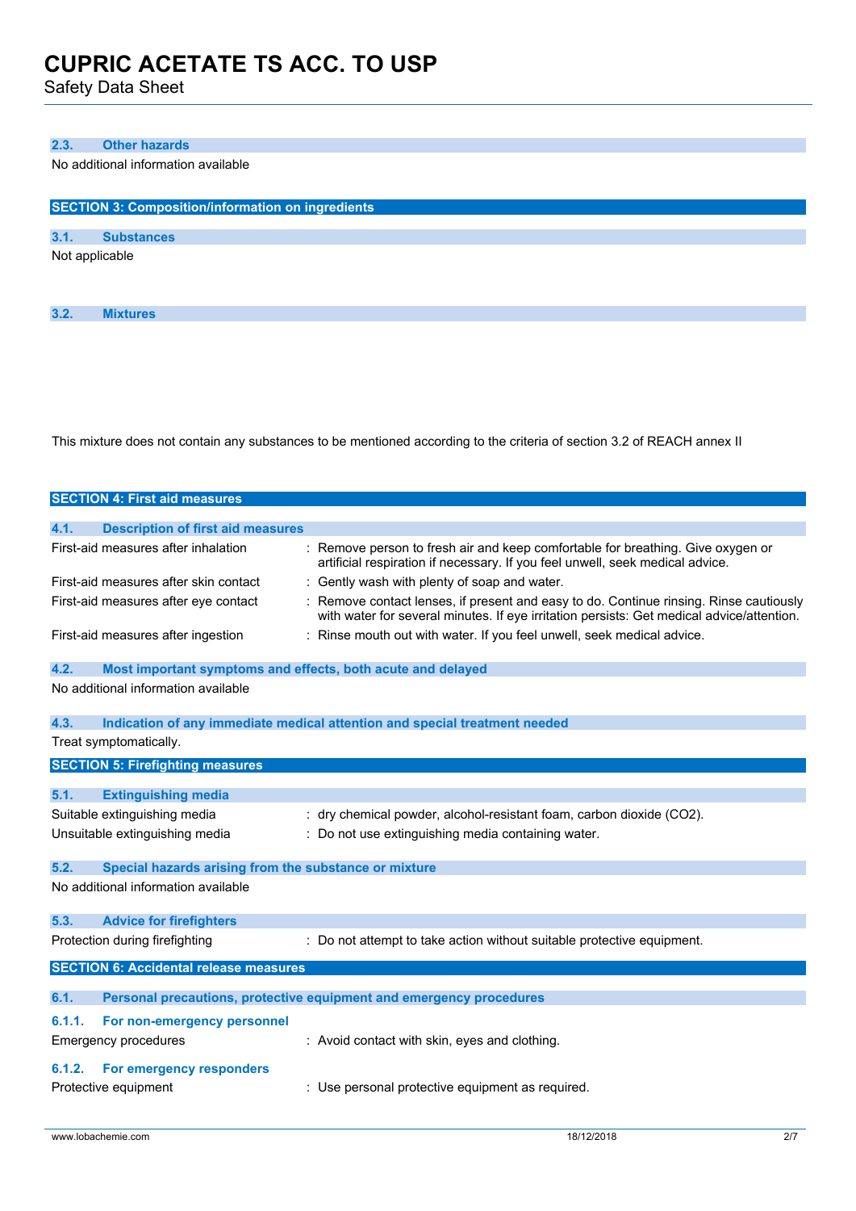### 2.3. Other hazards

No additional information available

## SECTION 3: Composition/information on ingredients

### 3.1. Substances

Not applicable

### 3.2. Mixtures

This mixture does not contain any substances to be mentioned according to the criteria of section 3.2 of REACH annex II

## SECTION 4: First aid measures

### 4.1. Description of first aid measures

First-aid measures after inhalation : Remove person to fresh air and keep comfortable for breathing. Give oxygen or artificial respiration if necessary. If you feel unwell, seek medical advice.

First-aid measures after skin contact : Gently wash with plenty of soap and water.

First-aid measures after eye contact : Remove contact lenses, if present and easy to do. Continue rinsing. Rinse cautiously with water for several minutes. If eye irritation persists: Get medical advice/attention.

First-aid measures after ingestion : Rinse mouth out with water. If you feel unwell, seek medical advice.

### 4.2. Most important symptoms and effects, both acute and delayed

No additional information available

### 4.3. Indication of any immediate medical attention and special treatment needed

Treat symptomatically.

## SECTION 5: Firefighting measures

### 5.1. Extinguishing media

Suitable extinguishing media : dry chemical powder, alcohol-resistant foam, carbon dioxide ($CO_2$).

Unsuitable extinguishing media : Do not use extinguishing media containing water.

### 5.2. Special hazards arising from the substance or mixture

No additional information available

### 5.3. Advice for firefighters

Protection during firefighting : Do not attempt to take action without suitable protective equipment.

## SECTION 6: Accidental release measures

### 6.1. Personal precautions, protective equipment and emergency procedures

#### 6.1.1. For non-emergency personnel

Emergency procedures : Avoid contact with skin, eyes and clothing.

#### 6.1.2. For emergency responders

Protective equipment : Use personal protective equipment as required.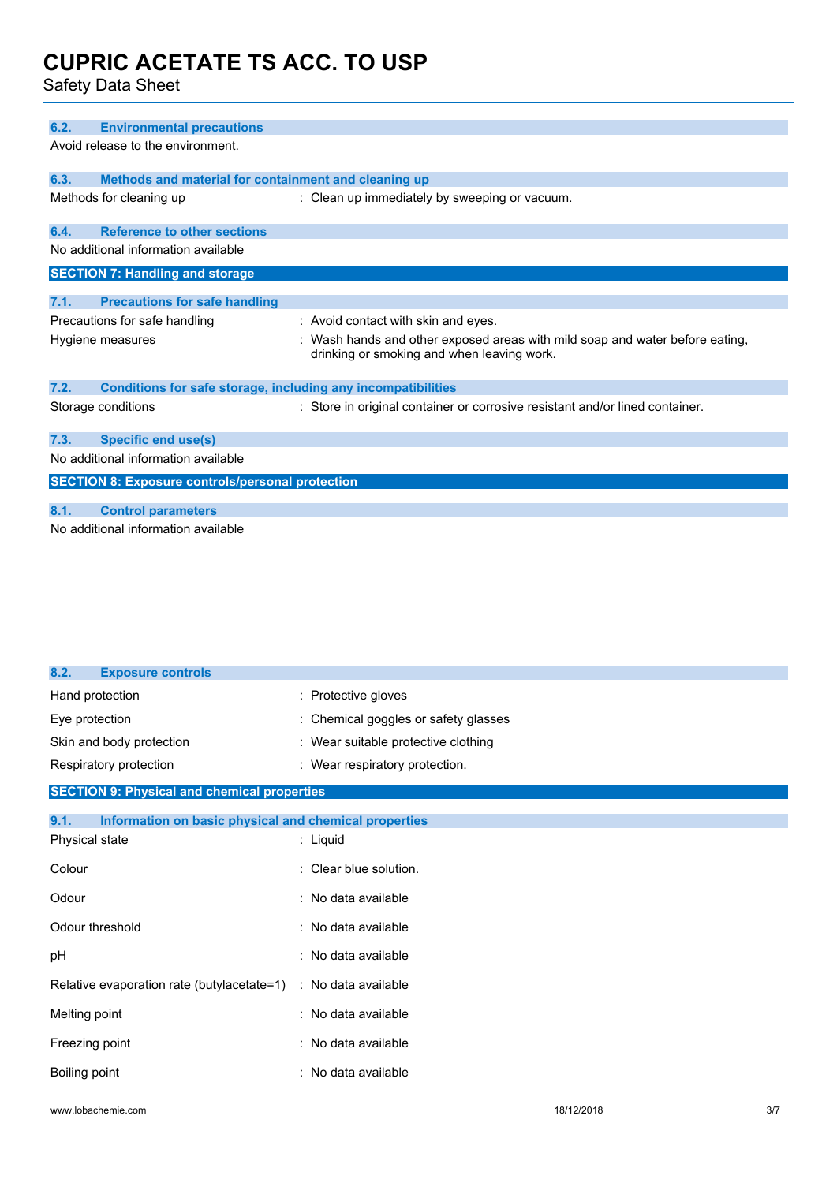### 6.2. Environmental precautions

Avoid release to the environment.

### 6.3. Methods and material for containment and cleaning up

| | |
|---|---|
| Methods for cleaning up | : Clean up immediately by sweeping or vacuum. |

### 6.4. Reference to other sections

No additional information available

## SECTION 7: Handling and storage

### 7.1. Precautions for safe handling

| | |
|---|---|
| Precautions for safe handling | : Avoid contact with skin and eyes. |
| Hygiene measures | : Wash hands and other exposed areas with mild soap and water before eating, drinking or smoking and when leaving work. |

### 7.2. Conditions for safe storage, including any incompatibilities

| | |
|---|---|
| Storage conditions | : Store in original container or corrosive resistant and/or lined container. |

### 7.3. Specific end use(s)

No additional information available

## SECTION 8: Exposure controls/personal protection

### 8.1. Control parameters

No additional information available

### 8.2. Exposure controls

| | |
|---|---|
| Hand protection | : Protective gloves |
| Eye protection | : Chemical goggles or safety glasses |
| Skin and body protection | : Wear suitable protective clothing |
| Respiratory protection | : Wear respiratory protection. |

## SECTION 9: Physical and chemical properties

### 9.1. Information on basic physical and chemical properties

| | |
|---|---|
| Physical state | : Liquid |
| Colour | : Clear blue solution. |
| Odour | : No data available |
| Odour threshold | : No data available |
| pH | : No data available |
| Relative evaporation rate (butylacetate=1) | : No data available |
| Melting point | : No data available |
| Freezing point | : No data available |
| Boiling point | : No data available |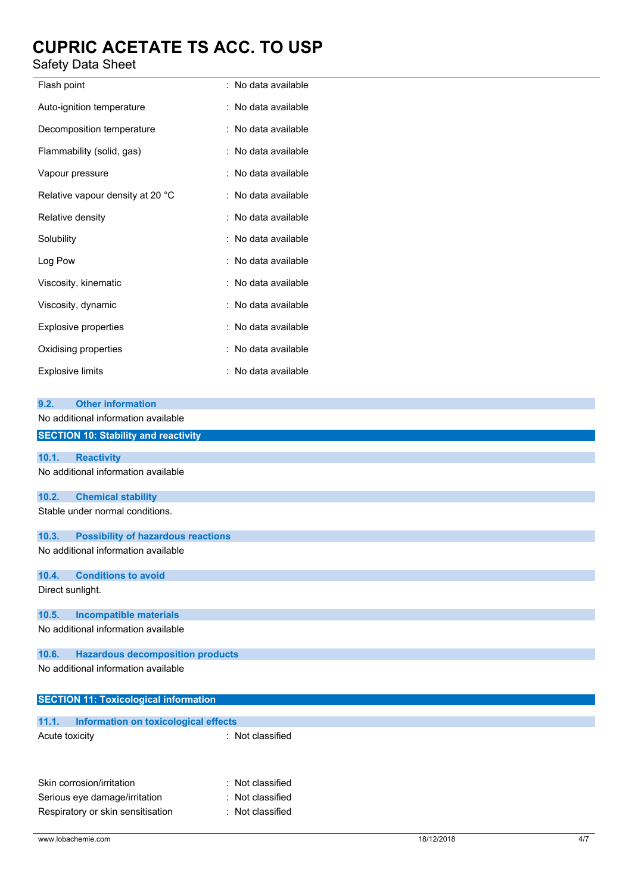| | |
|---|---|
| Flash point | : No data available |
| Auto-ignition temperature | : No data available |
| Decomposition temperature | : No data available |
| Flammability (solid, gas) | : No data available |
| Vapour pressure | : No data available |
| Relative vapour density at 20 °C | : No data available |
| Relative density | : No data available |
| Solubility | : No data available |
| Log Pow | : No data available |
| Viscosity, kinematic | : No data available |
| Viscosity, dynamic | : No data available |
| Explosive properties | : No data available |
| Oxidising properties | : No data available |
| Explosive limits | : No data available |

### 9.2. Other information

No additional information available

## SECTION 10: Stability and reactivity

### 10.1. Reactivity

No additional information available

### 10.2. Chemical stability

Stable under normal conditions.

### 10.3. Possibility of hazardous reactions

No additional information available

### 10.4. Conditions to avoid

Direct sunlight.

### 10.5. Incompatible materials

No additional information available

### 10.6. Hazardous decomposition products

No additional information available

## SECTION 11: Toxicological information

### 11.1. Information on toxicological effects

| | |
|---|---|
| Acute toxicity | : Not classified |
| Skin corrosion/irritation | : Not classified |
| Serious eye damage/irritation | : Not classified |
| Respiratory or skin sensitisation | : Not classified |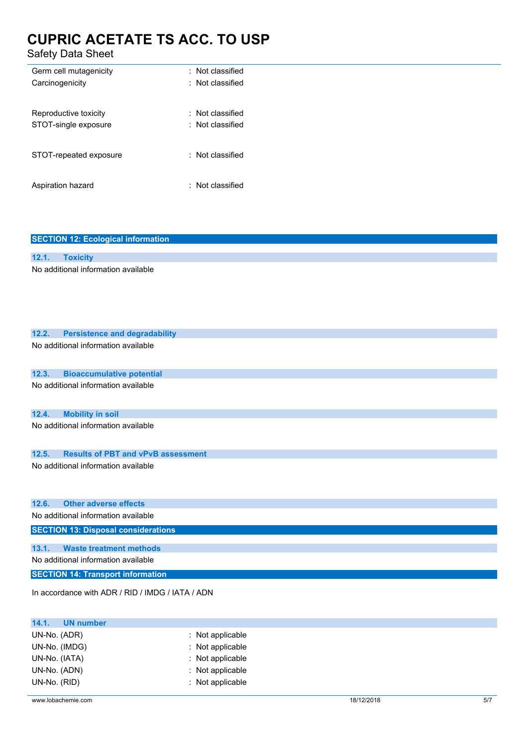| | |
|---|---|
| Germ cell mutagenicity | : Not classified |
| Carcinogenicity | : Not classified |
| Reproductive toxicity | : Not classified |
| STOT-single exposure | : Not classified |
| STOT-repeated exposure | : Not classified |
| Aspiration hazard | : Not classified |

## SECTION 12: Ecological information

### 12.1. Toxicity

No additional information available

### 12.2. Persistence and degradability

No additional information available

### 12.3. Bioaccumulative potential

No additional information available

### 12.4. Mobility in soil

No additional information available

### 12.5. Results of PBT and vPvB assessment

No additional information available

### 12.6. Other adverse effects

No additional information available

## SECTION 13: Disposal considerations

### 13.1. Waste treatment methods

No additional information available

## SECTION 14: Transport information

In accordance with ADR / RID / IMDG / IATA / ADN

### 14.1. UN number

| | |
|---|---|
| UN-No. (ADR) | : Not applicable |
| UN-No. (IMDG) | : Not applicable |
| UN-No. (IATA) | : Not applicable |
| UN-No. (ADN) | : Not applicable |
| UN-No. (RID) | : Not applicable |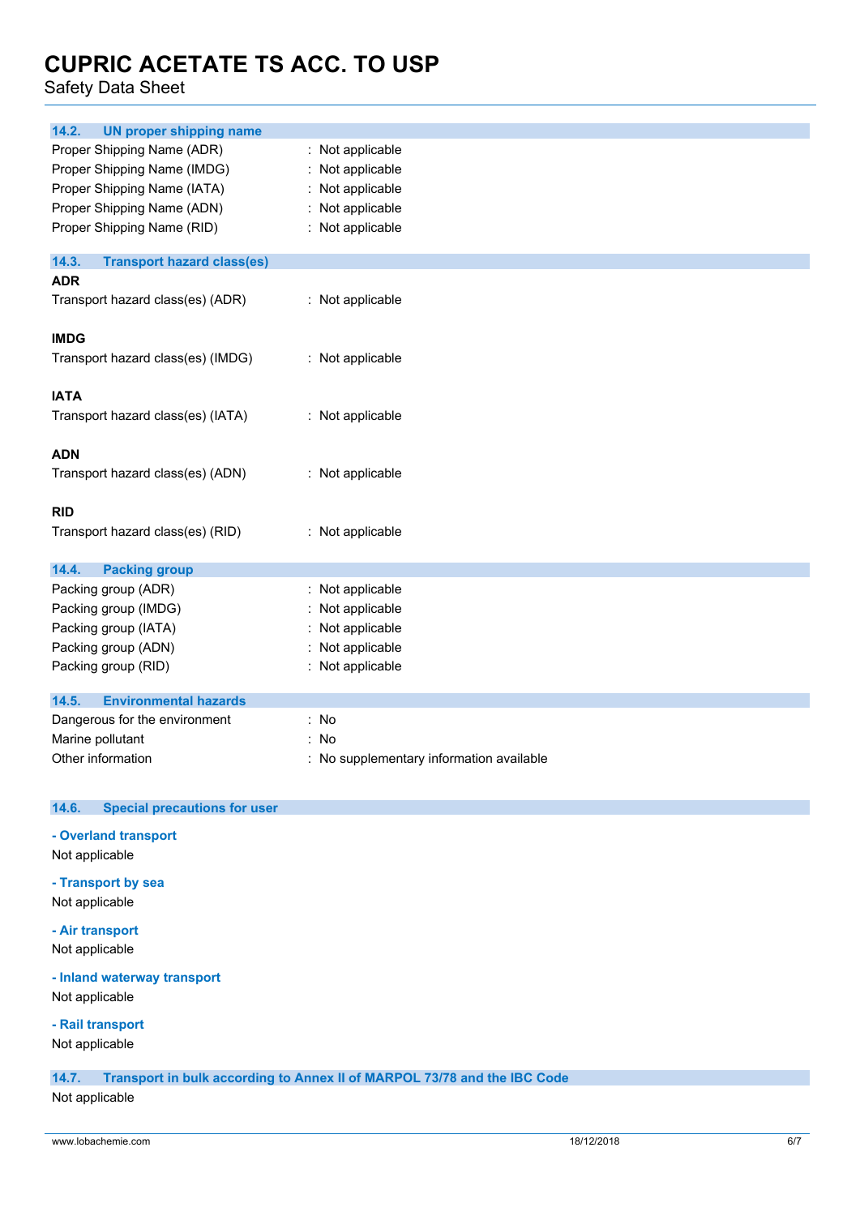### 14.2. UN proper shipping name

Proper Shipping Name (ADR) : Not applicable
Proper Shipping Name (IMDG) : Not applicable
Proper Shipping Name (IATA) : Not applicable
Proper Shipping Name (ADN) : Not applicable
Proper Shipping Name (RID) : Not applicable

### 14.3. Transport hazard class(es)

**ADR**

Transport hazard class(es) (ADR) : Not applicable

**IMDG**

Transport hazard class(es) (IMDG) : Not applicable

**IATA**

Transport hazard class(es) (IATA) : Not applicable

**ADN**

Transport hazard class(es) (ADN) : Not applicable

**RID**

Transport hazard class(es) (RID) : Not applicable

### 14.4. Packing group

Packing group (ADR) : Not applicable
Packing group (IMDG) : Not applicable
Packing group (IATA) : Not applicable
Packing group (ADN) : Not applicable
Packing group (RID) : Not applicable

### 14.5. Environmental hazards

Dangerous for the environment : No
Marine pollutant : No
Other information : No supplementary information available

### 14.6. Special precautions for user

**- Overland transport**

Not applicable

**- Transport by sea**

Not applicable

**- Air transport**

Not applicable

**- Inland waterway transport**

Not applicable

**- Rail transport**

Not applicable

### 14.7. Transport in bulk according to Annex II of MARPOL 73/78 and the IBC Code

Not applicable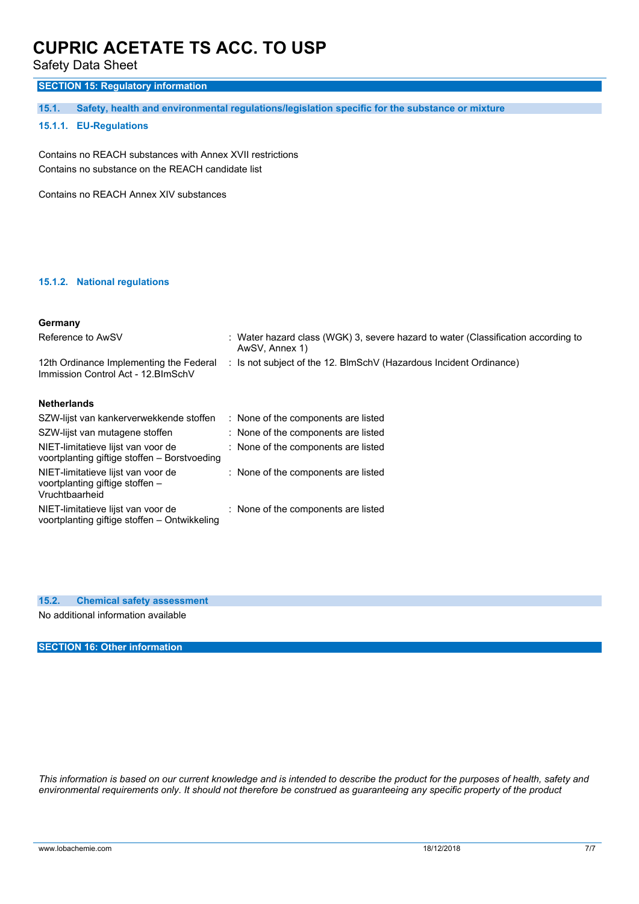# CUPRIC ACETATE TS ACC. TO USP

Safety Data Sheet

## SECTION 15: Regulatory information

### 15.1. Safety, health and environmental regulations/legislation specific for the substance or mixture

#### 15.1.1. EU-Regulations

Contains no REACH substances with Annex XVII restrictions
Contains no substance on the REACH candidate list

Contains no REACH Annex XIV substances

#### 15.1.2. National regulations

**Germany**

| | |
|---|---|
| Reference to AwSV | : Water hazard class (WGK) 3, severe hazard to water (Classification according to AwSV, Annex 1) |
| 12th Ordinance Implementing the Federal Immission Control Act - 12.BImSchV | : Is not subject of the 12. BlmSchV (Hazardous Incident Ordinance) |

**Netherlands**

| | |
|---|---|
| SZW-lijst van kankerverwekkende stoffen | : None of the components are listed |
| SZW-lijst van mutagene stoffen | : None of the components are listed |
| NIET-limitatieve lijst van voor de voortplanting giftige stoffen – Borstvoeding | : None of the components are listed |
| NIET-limitatieve lijst van voor de voortplanting giftige stoffen – Vruchtbaarheid | : None of the components are listed |
| NIET-limitatieve lijst van voor de voortplanting giftige stoffen – Ontwikkeling | : None of the components are listed |

### 15.2. Chemical safety assessment

No additional information available

## SECTION 16: Other information

*This information is based on our current knowledge and is intended to describe the product for the purposes of health, safety and environmental requirements only. It should not therefore be construed as guaranteeing any specific property of the product*